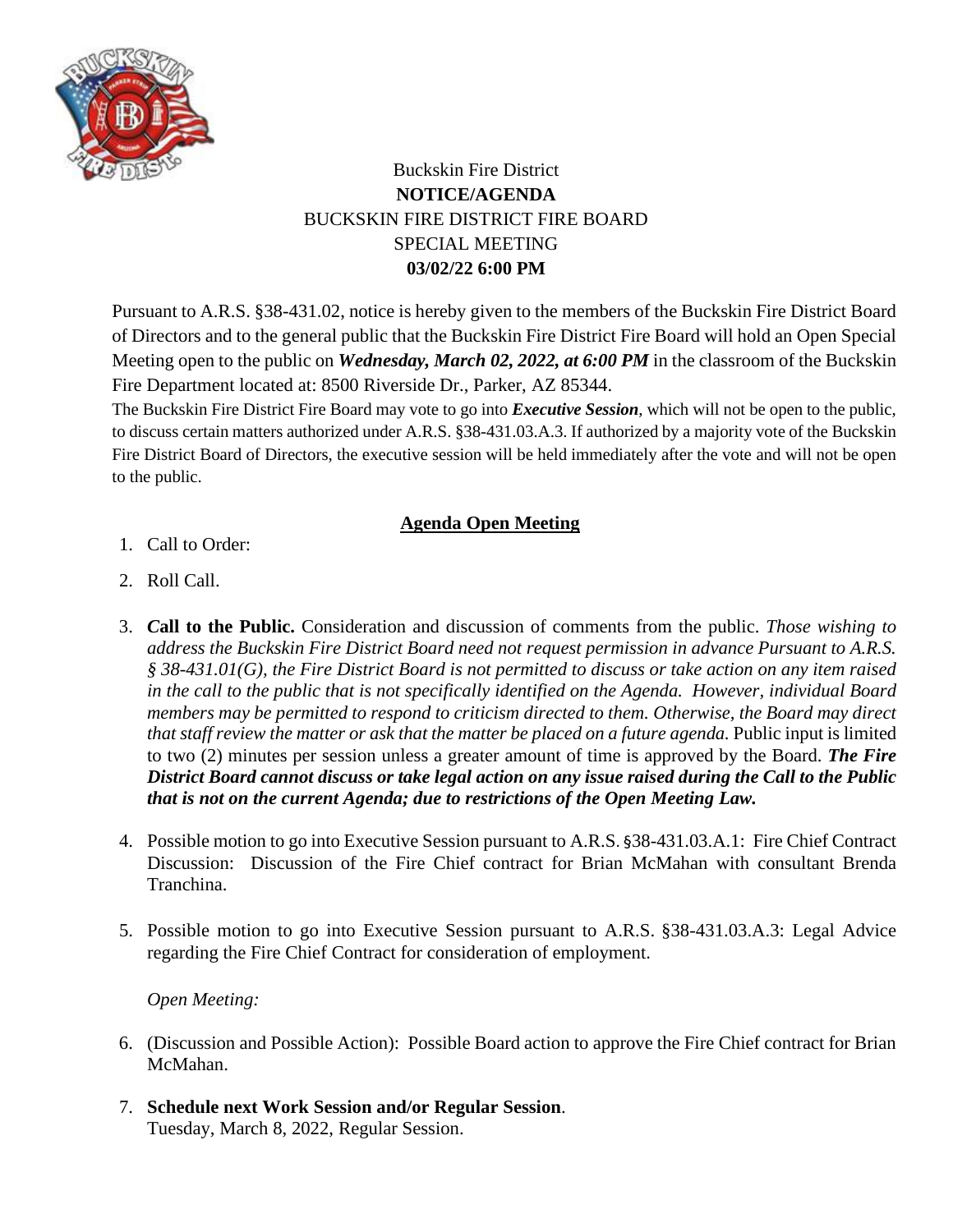Buckskin Fire District

**NOTICE/AGENDA**

BUCKSKIN FIRE DISTRICT FIRE BOARD

SPECIAL MEETING

**03/02/22 6:00 PM**

Pursuant to A.R.S. §38-431.02, notice is hereby given to the members of the Buckskin Fire District Board of Directors and to the general public that the Buckskin Fire District Fire Board will hold an Open Special Meeting open to the public on ***Wednesday, March 02, 2022, at 6:00 PM*** in the classroom of the Buckskin Fire Department located at: 8500 Riverside Dr., Parker, AZ 85344.

The Buckskin Fire District Fire Board may vote to go into ***Executive Session***, which will not be open to the public, to discuss certain matters authorized under A.R.S. §38-431.03.A.3. If authorized by a majority vote of the Buckskin Fire District Board of Directors, the executive session will be held immediately after the vote and will not be open to the public.

## Agenda Open Meeting

1. Call to Order:
2. Roll Call.
3. ***C*****all to the Public.** Consideration and discussion of comments from the public. *Those wishing to address the Buckskin Fire District Board need not request permission in advance Pursuant to A.R.S. § 38-431.01(G), the Fire District Board is not permitted to discuss or take action on any item raised in the call to the public that is not specifically identified on the Agenda. However, individual Board members may be permitted to respond to criticism directed to them. Otherwise, the Board may direct that staff review the matter or ask that the matter be placed on a future agenda.* Public input is limited to two (2) minutes per session unless a greater amount of time is approved by the Board. ***The Fire District Board cannot discuss or take legal action on any issue raised during the Call to the Public that is not on the current Agenda; due to restrictions of the Open Meeting Law.***
4. Possible motion to go into Executive Session pursuant to A.R.S. §38-431.03.A.1: Fire Chief Contract Discussion: Discussion of the Fire Chief contract for Brian McMahan with consultant Brenda Tranchina.
5. Possible motion to go into Executive Session pursuant to A.R.S. §38-431.03.A.3: Legal Advice regarding the Fire Chief Contract for consideration of employment.

   *Open Meeting:*

6. (Discussion and Possible Action): Possible Board action to approve the Fire Chief contract for Brian McMahan.
7. **Schedule next Work Session and/or Regular Session**.
   Tuesday, March 8, 2022, Regular Session.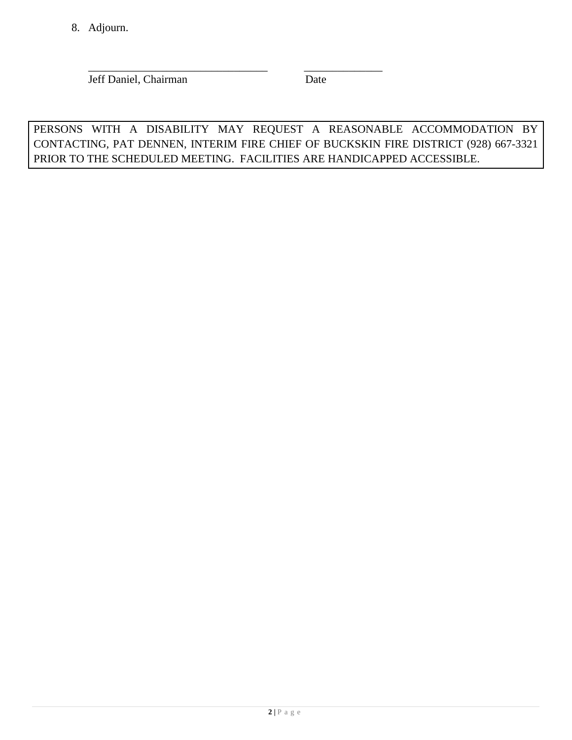8. Adjourn.

\_\_\_\_\_\_\_\_\_\_\_\_\_\_\_\_\_\_\_\_\_\_\_\_\_\_\_\_\_\_\_\_\_ \_\_\_\_\_\_\_\_\_\_\_\_\_\_

Jeff Daniel, Chairman Date

PERSONS WITH A DISABILITY MAY REQUEST A REASONABLE ACCOMMODATION BY CONTACTING, PAT DENNEN, INTERIM FIRE CHIEF OF BUCKSKIN FIRE DISTRICT (928) 667-3321 PRIOR TO THE SCHEDULED MEETING. FACILITIES ARE HANDICAPPED ACCESSIBLE.